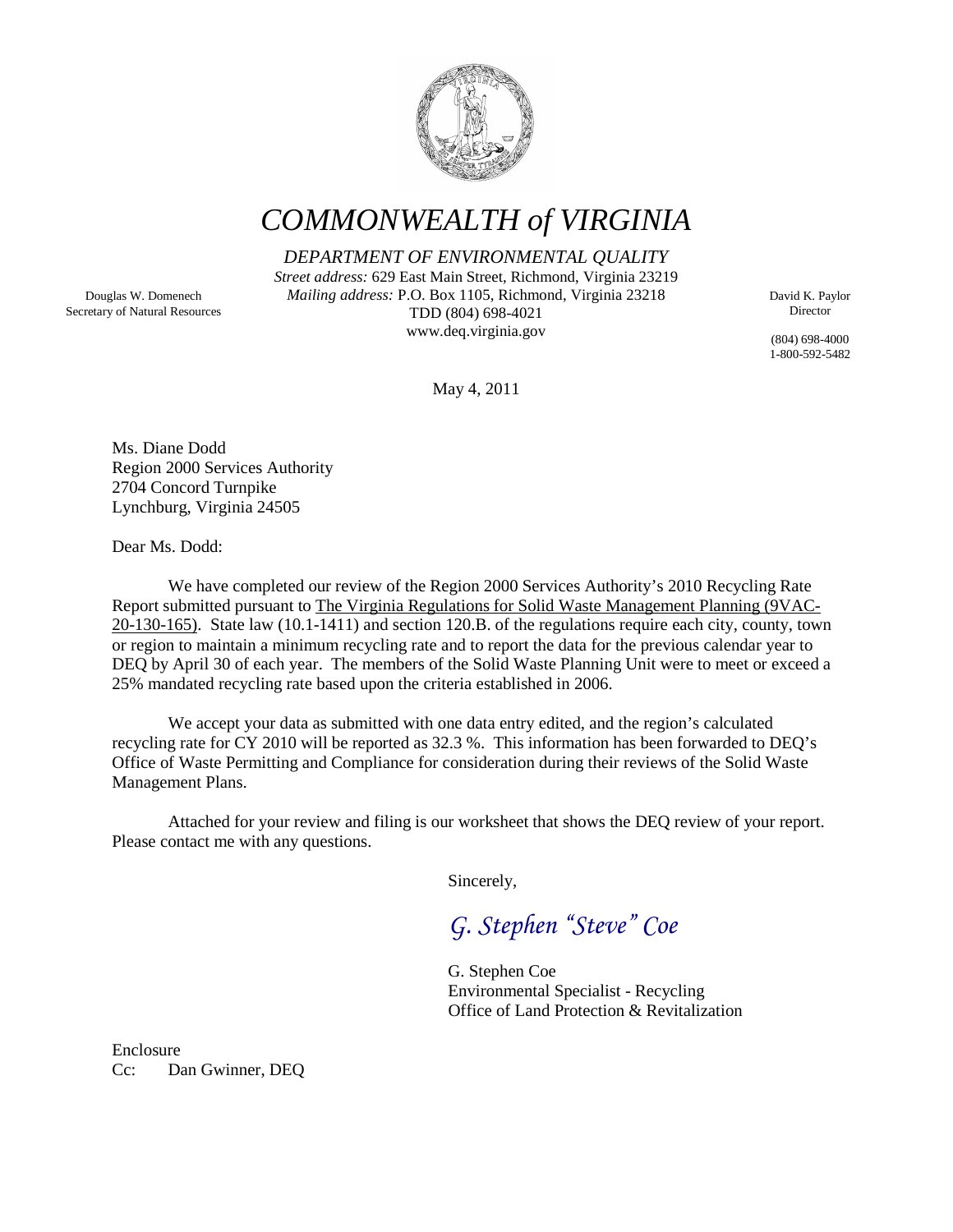# COMMONWEALTH of VIRGINIA

*DEPARTMENT OF ENVIRONMENTAL QUALITY*

*Street address:* 629 East Main Street, Richmond, Virginia 23219
*Mailing address:* P.O. Box 1105, Richmond, Virginia 23218
TDD (804) 698-4021
www.deq.virginia.gov

Douglas W. Domenech
Secretary of Natural Resources

David K. Paylor
Director

(804) 698-4000
1-800-592-5482

May 4, 2011

Ms. Diane Dodd
Region 2000 Services Authority
2704 Concord Turnpike
Lynchburg, Virginia 24505

Dear Ms. Dodd:

We have completed our review of the Region 2000 Services Authority's 2010 Recycling Rate Report submitted pursuant to The Virginia Regulations for Solid Waste Management Planning (9VAC-20-130-165). State law (10.1-1411) and section 120.B. of the regulations require each city, county, town or region to maintain a minimum recycling rate and to report the data for the previous calendar year to DEQ by April 30 of each year. The members of the Solid Waste Planning Unit were to meet or exceed a 25% mandated recycling rate based upon the criteria established in 2006.

We accept your data as submitted with one data entry edited, and the region's calculated recycling rate for CY 2010 will be reported as 32.3 %. This information has been forwarded to DEQ's Office of Waste Permitting and Compliance for consideration during their reviews of the Solid Waste Management Plans.

Attached for your review and filing is our worksheet that shows the DEQ review of your report. Please contact me with any questions.

Sincerely,

*G. Stephen "Steve" Coe*

G. Stephen Coe
Environmental Specialist - Recycling
Office of Land Protection & Revitalization

Enclosure
Cc: Dan Gwinner, DEQ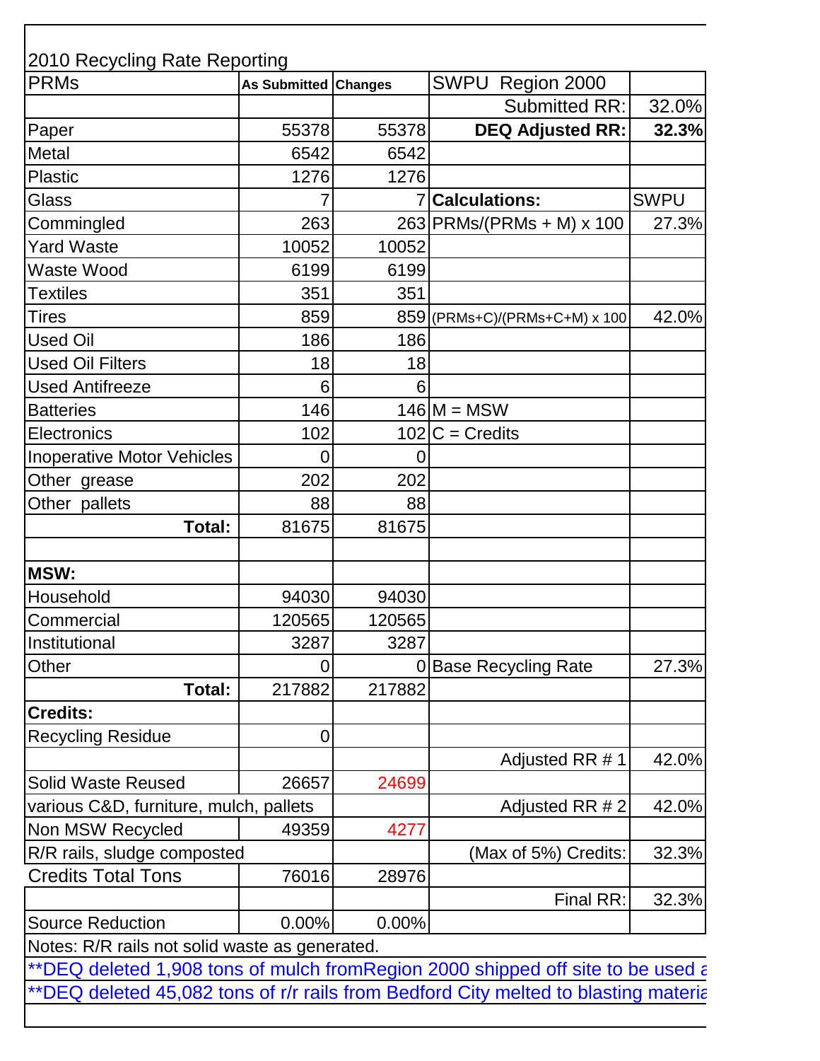2010 Recycling Rate Reporting

| PRMs | As Submitted | Changes | SWPU Region 2000 | |
|---|---|---|---|---|
| | | | Submitted RR: | 32.0% |
| Paper | 55378 | 55378 | **DEQ Adjusted RR:** | **32.3%** |
| Metal | 6542 | 6542 | | |
| Plastic | 1276 | 1276 | | |
| Glass | 7 | 7 | **Calculations:** | SWPU |
| Commingled | 263 | 263 | PRMs/(PRMs + M) x 100 | 27.3% |
| Yard Waste | 10052 | 10052 | | |
| Waste Wood | 6199 | 6199 | | |
| Textiles | 351 | 351 | | |
| Tires | 859 | 859 | (PRMs+C)/(PRMs+C+M) x 100 | 42.0% |
| Used Oil | 186 | 186 | | |
| Used Oil Filters | 18 | 18 | | |
| Used Antifreeze | 6 | 6 | | |
| Batteries | 146 | 146 | M = MSW | |
| Electronics | 102 | 102 | C = Credits | |
| Inoperative Motor Vehicles | 0 | 0 | | |
| Other grease | 202 | 202 | | |
| Other pallets | 88 | 88 | | |
| **Total:** | 81675 | 81675 | | |
| | | | | |
| **MSW:** | | | | |
| Household | 94030 | 94030 | | |
| Commercial | 120565 | 120565 | | |
| Institutional | 3287 | 3287 | | |
| Other | 0 | 0 | Base Recycling Rate | 27.3% |
| **Total:** | 217882 | 217882 | | |
| **Credits:** | | | | |
| Recycling Residue | 0 | | | |
| | | | Adjusted RR # 1 | 42.0% |
| Solid Waste Reused | 26657 | 24699 | | |
| various C&D, furniture, mulch, pallets | | | Adjusted RR # 2 | 42.0% |
| Non MSW Recycled | 49359 | 4277 | | |
| R/R rails, sludge composted | | | (Max of 5%) Credits: | 32.3% |
| Credits Total Tons | 76016 | 28976 | | |
| | | | Final RR: | 32.3% |
| Source Reduction | 0.00% | 0.00% | | |

Notes: R/R rails not solid waste as generated.

**DEQ deleted 1,908 tons of mulch fromRegion 2000 shipped off site to be used a

**DEQ deleted 45,082 tons of r/r rails from Bedford City melted to blasting materia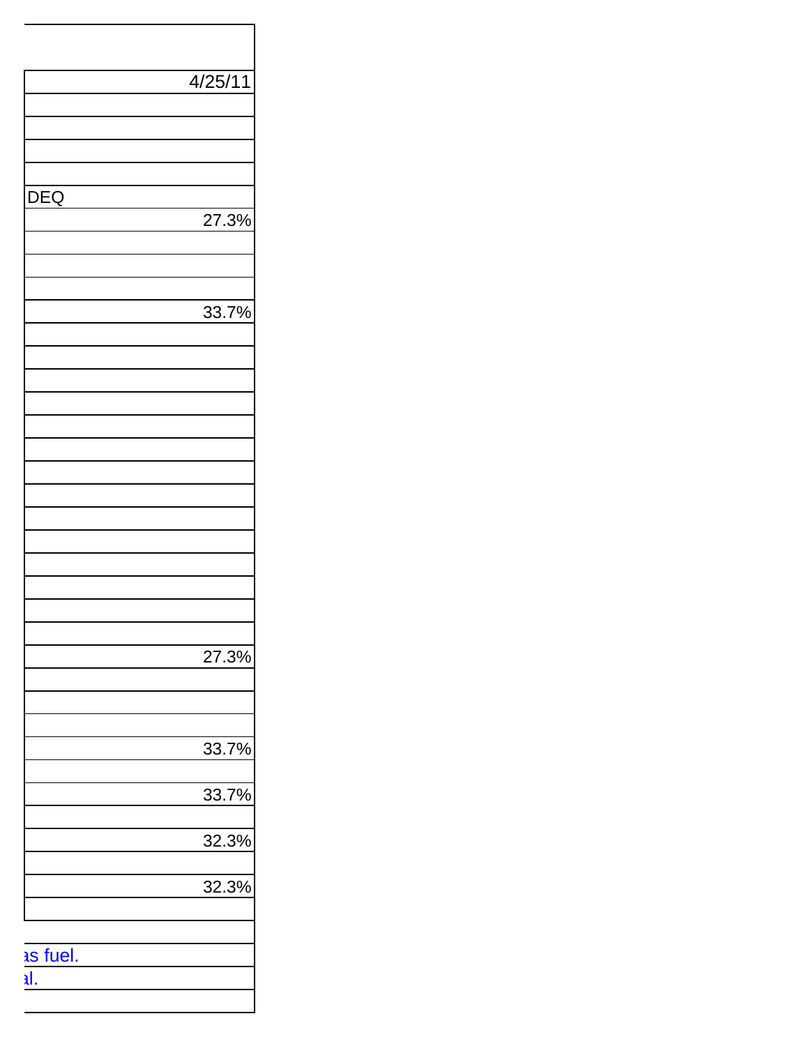| |
|---|
| 4/25/11 |
| |
| |
| |
| |
| DEQ |
| 27.3% |
| |
| |
| |
| 33.7% |
| |
| |
| |
| |
| |
| |
| |
| |
| |
| |
| |
| |
| |
| |
| 27.3% |
| |
| |
| |
| 33.7% |
| |
| 33.7% |
| |
| 32.3% |
| |
| 32.3% |
| |
| |
| as fuel. |
| al. |
| |